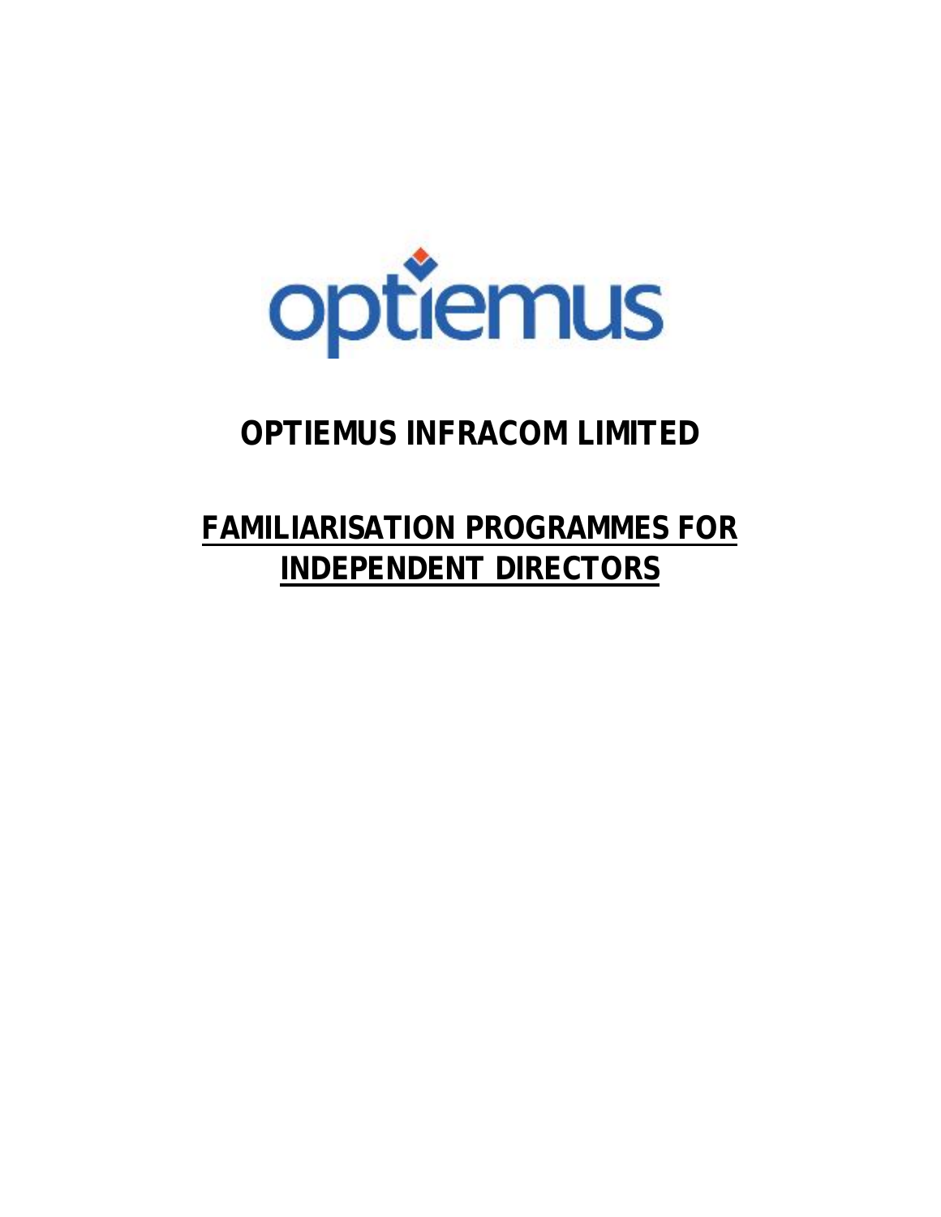optiemus

# OPTIEMUS INFRACOM LIMITED

## FAMILIARISATION PROGRAMMES FOR INDEPENDENT DIRECTORS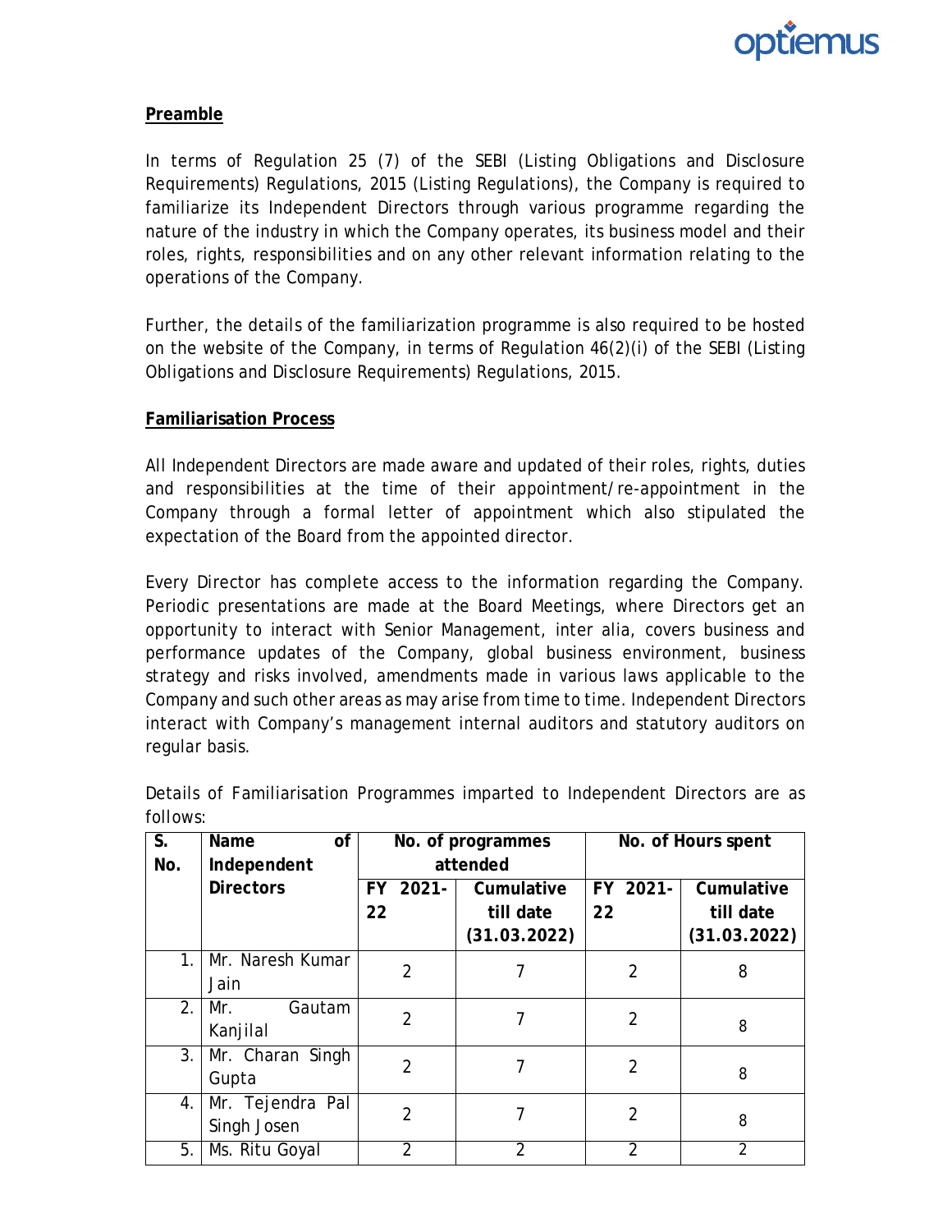**Preamble**

In terms of Regulation 25 (7) of the SEBI (Listing Obligations and Disclosure Requirements) Regulations, 2015 (Listing Regulations), the Company is required to familiarize its Independent Directors through various programme regarding the nature of the industry in which the Company operates, its business model and their roles, rights, responsibilities and on any other relevant information relating to the operations of the Company.

Further, the details of the familiarization programme is also required to be hosted on the website of the Company, in terms of Regulation 46(2)(i) of the SEBI (Listing Obligations and Disclosure Requirements) Regulations, 2015.

**Familiarisation Process**

All Independent Directors are made aware and updated of their roles, rights, duties and responsibilities at the time of their appointment/re-appointment in the Company through a formal letter of appointment which also stipulated the expectation of the Board from the appointed director.

Every Director has complete access to the information regarding the Company. Periodic presentations are made at the Board Meetings, where Directors get an opportunity to interact with Senior Management, inter alia, covers business and performance updates of the Company, global business environment, business strategy and risks involved, amendments made in various laws applicable to the Company and such other areas as may arise from time to time. Independent Directors interact with Company's management internal auditors and statutory auditors on regular basis.

Details of Familiarisation Programmes imparted to Independent Directors are as follows:

| S. No. | Name of Independent Directors | No. of programmes attended | | No. of Hours spent | |
|---|---|---|---|---|---|
| | | FY 2021-22 | Cumulative till date (31.03.2022) | FY 2021-22 | Cumulative till date (31.03.2022) |
| 1. | Mr. Naresh Kumar Jain | 2 | 7 | 2 | 8 |
| 2. | Mr. Gautam Kanjilal | 2 | 7 | 2 | 8 |
| 3. | Mr. Charan Singh Gupta | 2 | 7 | 2 | 8 |
| 4. | Mr. Tejendra Pal Singh Josen | 2 | 7 | 2 | 8 |
| 5. | Ms. Ritu Goyal | 2 | 2 | 2 | 2 |